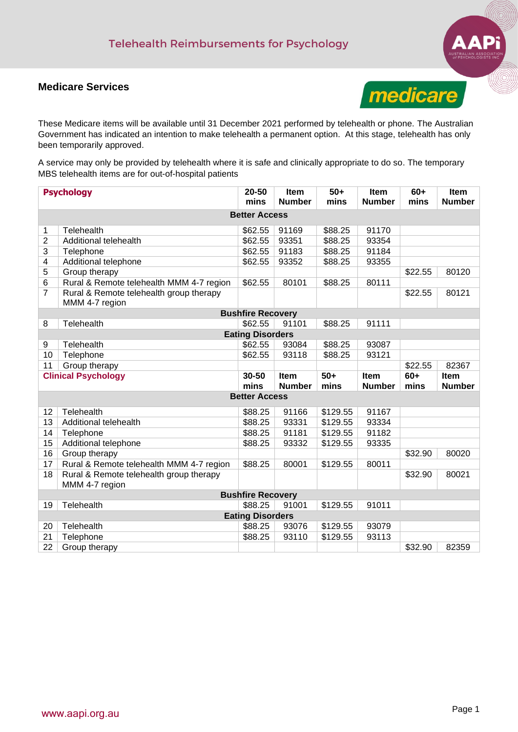## Telehealth Reimbursements for Psychology

### Medicare Services

These Medicare items will be available until 31 December 2021 performed by telehealth or phone. The Australian Government has indicated an intention to make telehealth a permanent option. At this stage, telehealth has only been temporarily approved.

A service may only be provided by telehealth where it is safe and clinically appropriate to do so. The temporary MBS telehealth items are for out-of-hospital patients

| **Psychology** | | 20-50 mins | Item Number | 50+ mins | Item Number | 60+ mins | Item Number |
|---|---|---|---|---|---|---|---|
| **Better Access** | | | | | | | |
| 1 | Telehealth | $62.55 | 91169 | $88.25 | 91170 | | |
| 2 | Additional telehealth | $62.55 | 93351 | $88.25 | 93354 | | |
| 3 | Telephone | $62.55 | 91183 | $88.25 | 91184 | | |
| 4 | Additional telephone | $62.55 | 93352 | $88.25 | 93355 | | |
| 5 | Group therapy | | | | | $22.55 | 80120 |
| 6 | Rural & Remote telehealth MMM 4-7 region | $62.55 | 80101 | $88.25 | 80111 | | |
| 7 | Rural & Remote telehealth group therapy MMM 4-7 region | | | | | $22.55 | 80121 |
| **Bushfire Recovery** | | | | | | | |
| 8 | Telehealth | $62.55 | 91101 | $88.25 | 91111 | | |
| **Eating Disorders** | | | | | | | |
| 9 | Telehealth | $62.55 | 93084 | $88.25 | 93087 | | |
| 10 | Telephone | $62.55 | 93118 | $88.25 | 93121 | | |
| 11 | Group therapy | | | | | $22.55 | 82367 |
| **Clinical Psychology** | | **30-50 mins** | **Item Number** | **50+ mins** | **Item Number** | **60+ mins** | **Item Number** |
| **Better Access** | | | | | | | |
| 12 | Telehealth | $88.25 | 91166 | $129.55 | 91167 | | |
| 13 | Additional telehealth | $88.25 | 93331 | $129.55 | 93334 | | |
| 14 | Telephone | $88.25 | 91181 | $129.55 | 91182 | | |
| 15 | Additional telephone | $88.25 | 93332 | $129.55 | 93335 | | |
| 16 | Group therapy | | | | | $32.90 | 80020 |
| 17 | Rural & Remote telehealth MMM 4-7 region | $88.25 | 80001 | $129.55 | 80011 | | |
| 18 | Rural & Remote telehealth group therapy MMM 4-7 region | | | | | $32.90 | 80021 |
| **Bushfire Recovery** | | | | | | | |
| 19 | Telehealth | $88.25 | 91001 | $129.55 | 91011 | | |
| **Eating Disorders** | | | | | | | |
| 20 | Telehealth | $88.25 | 93076 | $129.55 | 93079 | | |
| 21 | Telephone | $88.25 | 93110 | $129.55 | 93113 | | |
| 22 | Group therapy | | | | | $32.90 | 82359 |

www.aapi.org.au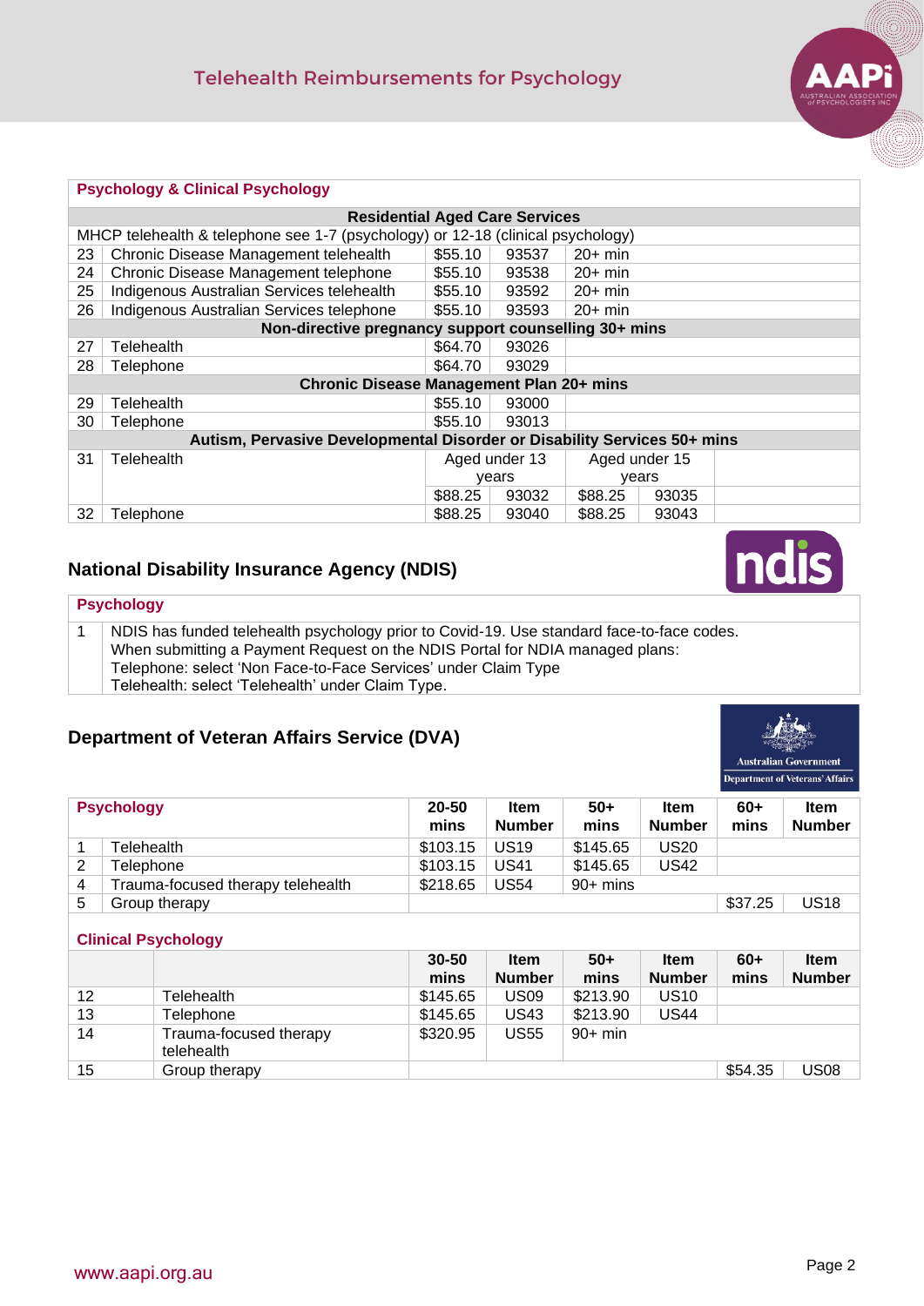| Psychology & Clinical Psychology | | | | | | |
|---|---|---|---|---|---|---|
| **Residential Aged Care Services** | | | | | | |
| MHCP telehealth & telephone see 1-7 (psychology) or 12-18 (clinical psychology) | | | | | | |
| 23 | Chronic Disease Management telehealth | $55.10 | 93537 | 20+ min | | |
| 24 | Chronic Disease Management telephone | $55.10 | 93538 | 20+ min | | |
| 25 | Indigenous Australian Services telehealth | $55.10 | 93592 | 20+ min | | |
| 26 | Indigenous Australian Services telephone | $55.10 | 93593 | 20+ min | | |
| **Non-directive pregnancy support counselling 30+ mins** | | | | | | |
| 27 | Telehealth | $64.70 | 93026 | | | |
| 28 | Telephone | $64.70 | 93029 | | | |
| **Chronic Disease Management Plan 20+ mins** | | | | | | |
| 29 | Telehealth | $55.10 | 93000 | | | |
| 30 | Telephone | $55.10 | 93013 | | | |
| **Autism, Pervasive Developmental Disorder or Disability Services 50+ mins** | | | | | | |
| 31 | Telehealth | Aged under 13 years | | Aged under 15 years | | |
| | | $88.25 | 93032 | $88.25 | 93035 | |
| 32 | Telephone | $88.25 | 93040 | $88.25 | 93043 | |

## National Disability Insurance Agency (NDIS)

| Psychology | |
|---|---|
| 1 | NDIS has funded telehealth psychology prior to Covid-19. Use standard face-to-face codes.<br>When submitting a Payment Request on the NDIS Portal for NDIA managed plans:<br>Telephone: select 'Non Face-to-Face Services' under Claim Type<br>Telehealth: select 'Telehealth' under Claim Type. |

## Department of Veteran Affairs Service (DVA)

| Psychology | | 20-50 mins | Item Number | 50+ mins | Item Number | 60+ mins | Item Number |
|---|---|---|---|---|---|---|---|
| 1 | Telehealth | $103.15 | US19 | $145.65 | US20 | | |
| 2 | Telephone | $103.15 | US41 | $145.65 | US42 | | |
| 4 | Trauma-focused therapy telehealth | $218.65 | US54 | 90+ mins | | | |
| 5 | Group therapy | | | | | $37.25 | US18 |

| Clinical Psychology | | 30-50 mins | Item Number | 50+ mins | Item Number | 60+ mins | Item Number |
|---|---|---|---|---|---|---|---|
| 12 | Telehealth | $145.65 | US09 | $213.90 | US10 | | |
| 13 | Telephone | $145.65 | US43 | $213.90 | US44 | | |
| 14 | Trauma-focused therapy telehealth | $320.95 | US55 | 90+ min | | | |
| 15 | Group therapy | | | | | $54.35 | US08 |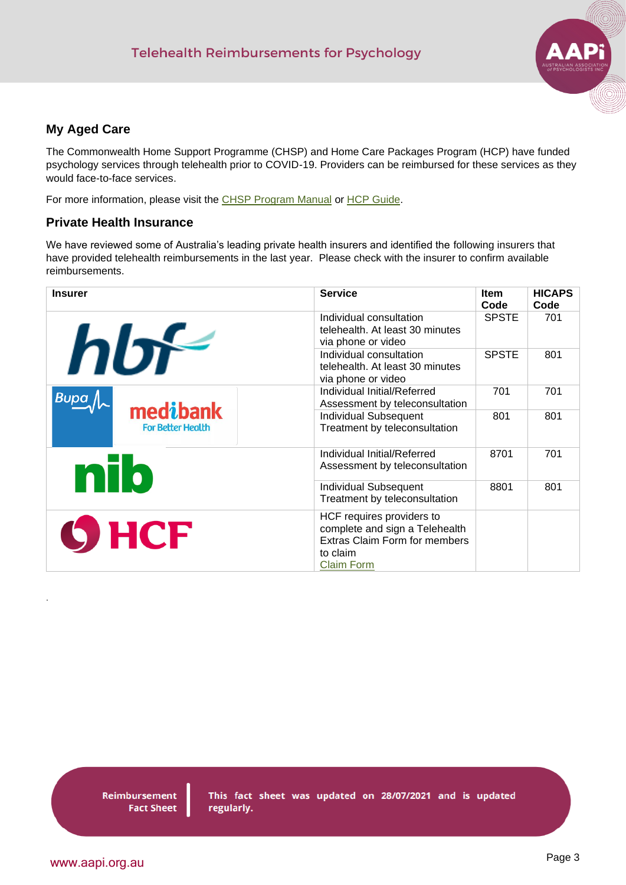## My Aged Care

The Commonwealth Home Support Programme (CHSP) and Home Care Packages Program (HCP) have funded psychology services through telehealth prior to COVID-19. Providers can be reimbursed for these services as they would face-to-face services.

For more information, please visit the CHSP Program Manual or HCP Guide.

## Private Health Insurance

We have reviewed some of Australia's leading private health insurers and identified the following insurers that have provided telehealth reimbursements in the last year. Please check with the insurer to confirm available reimbursements.

| Insurer | Service | Item Code | HICAPS Code |
|---|---|---|---|
| hbf | Individual consultation telehealth. At least 30 minutes via phone or video | SPSTE | 701 |
| | Individual consultation telehealth. At least 30 minutes via phone or video | SPSTE | 801 |
| Bupa / medibank For Better Health | Individual Initial/Referred Assessment by teleconsultation | 701 | 701 |
| | Individual Subsequent Treatment by teleconsultation | 801 | 801 |
| nib | Individual Initial/Referred Assessment by teleconsultation | 8701 | 701 |
| | Individual Subsequent Treatment by teleconsultation | 8801 | 801 |
| HCF | HCF requires providers to complete and sign a Telehealth Extras Claim Form for members to claim Claim Form | | |

.

**Reimbursement Fact Sheet** | This fact sheet was updated on 28/07/2021 and is updated regularly.

www.aapi.org.au